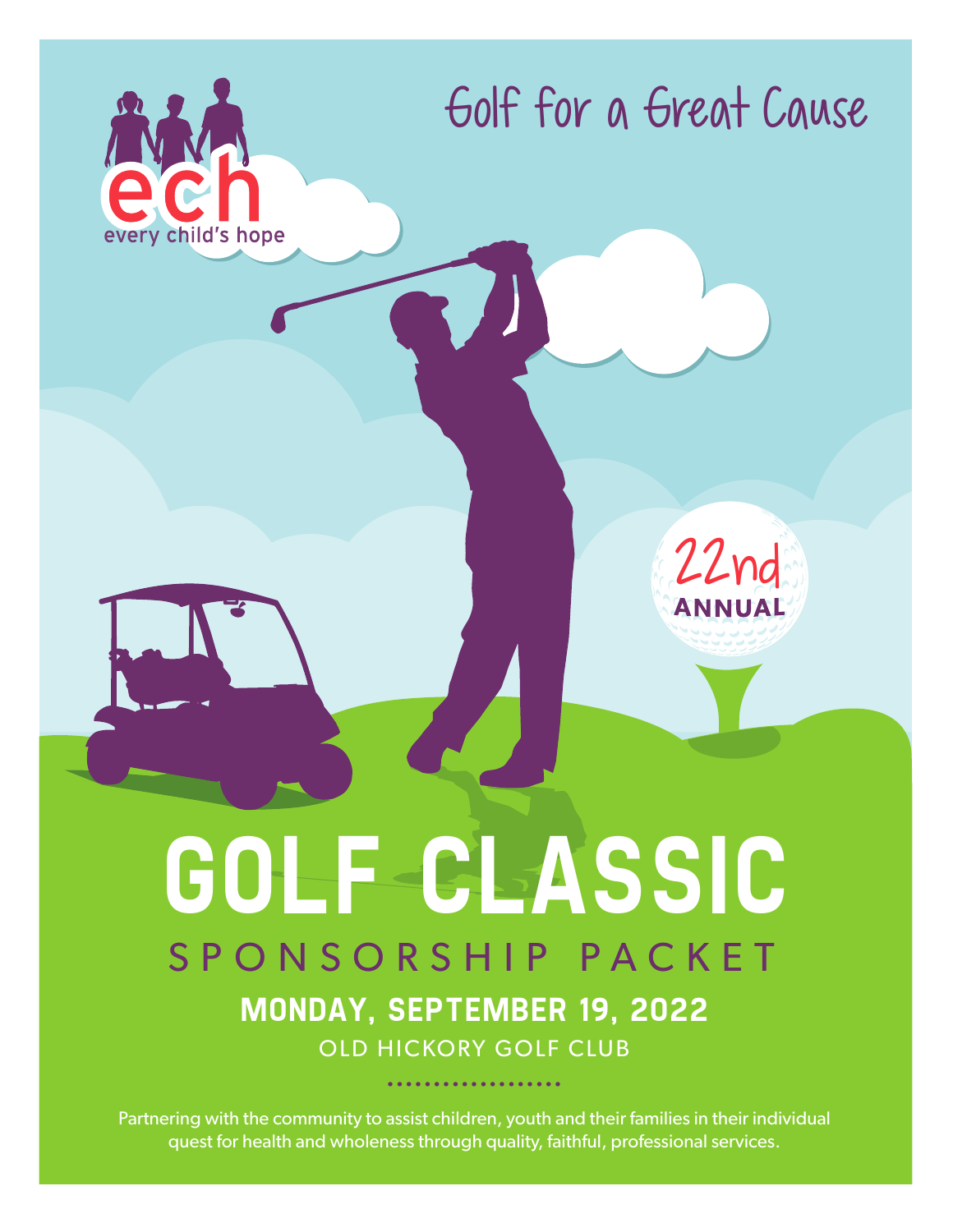ech

every child's hope

Golf for a Great Cause

22nd ANNUAL

# GOLF CLASSIC

## SPONSORSHIP PACKET

**MONDAY, SEPTEMBER 19, 2022**

OLD HICKORY GOLF CLUB

Partnering with the community to assist children, youth and their families in their individual quest for health and wholeness through quality, faithful, professional services.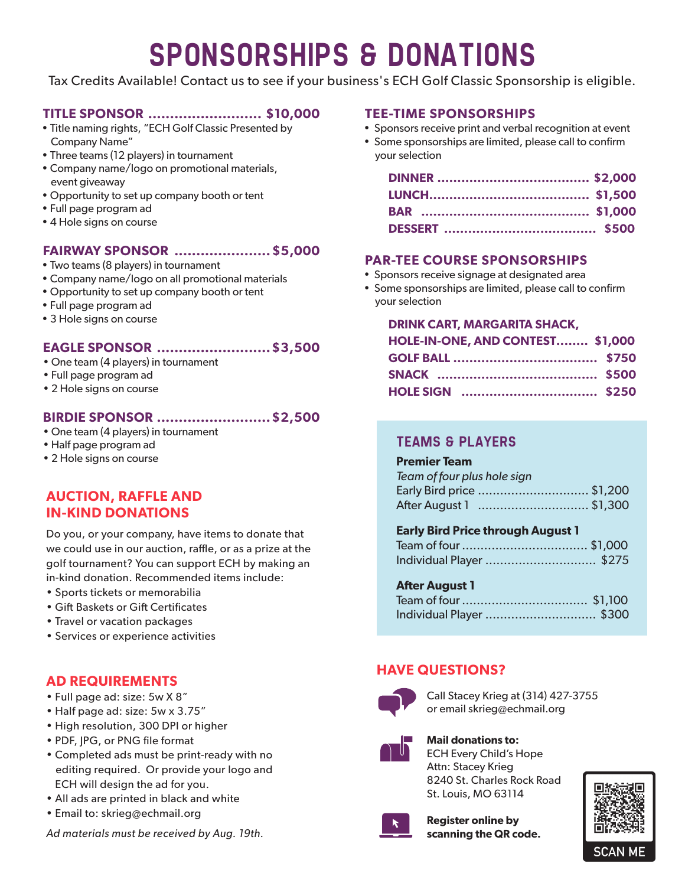# SPONSORSHIPS & DONATIONS

Tax Credits Available! Contact us to see if your business's ECH Golf Classic Sponsorship is eligible.

## TITLE SPONSOR .......................... $10,000

- Title naming rights, "ECH Golf Classic Presented by Company Name"
- Three teams (12 players) in tournament
- Company name/logo on promotional materials, event giveaway
- Opportunity to set up company booth or tent
- Full page program ad
- 4 Hole signs on course

## FAIRWAY SPONSOR ...................... $5,000

- Two teams (8 players) in tournament
- Company name/logo on all promotional materials
- Opportunity to set up company booth or tent
- Full page program ad
- 3 Hole signs on course

## EAGLE SPONSOR .......................... $3,500

- One team (4 players) in tournament
- Full page program ad
- 2 Hole signs on course

## BIRDIE SPONSOR .......................... $2,500

- One team (4 players) in tournament
- Half page program ad
- 2 Hole signs on course

## AUCTION, RAFFLE AND IN-KIND DONATIONS

Do you, or your company, have items to donate that we could use in our auction, raffle, or as a prize at the golf tournament? You can support ECH by making an in-kind donation. Recommended items include:

- Sports tickets or memorabilia
- Gift Baskets or Gift Certificates
- Travel or vacation packages
- Services or experience activities

## AD REQUIREMENTS

- Full page ad: size: 5w X 8"
- Half page ad: size: 5w x 3.75"
- High resolution, 300 DPI or higher
- PDF, JPG, or PNG file format
- Completed ads must be print-ready with no editing required. Or provide your logo and ECH will design the ad for you.
- All ads are printed in black and white
- Email to: skrieg@echmail.org

*Ad materials must be received by Aug. 19th.*

## TEE-TIME SPONSORSHIPS

- Sponsors receive print and verbal recognition at event
- Some sponsorships are limited, please call to confirm your selection

**DINNER** ...................................... $2,000
**LUNCH**........................................ $1,500
**BAR** .......................................... $1,000
**DESSERT** ...................................... $500

## PAR-TEE COURSE SPONSORSHIPS

- Sponsors receive signage at designated area
- Some sponsorships are limited, please call to confirm your selection

**DRINK CART, MARGARITA SHACK, HOLE-IN-ONE, AND CONTEST**........ $1,000
**GOLF BALL** .................................... $750
**SNACK** ........................................ $500
**HOLE SIGN** .................................. $250

## TEAMS & PLAYERS

**Premier Team**
*Team of four plus hole sign*
Early Bird price ............................. $1,200
After August 1 ............................. $1,300

**Early Bird Price through August 1**
Team of four ................................. $1,000
Individual Player ............................. $275

**After August 1**
Team of four ................................. $1,100
Individual Player ............................. $300

## HAVE QUESTIONS?

Call Stacey Krieg at (314) 427-3755 or email skrieg@echmail.org

**Mail donations to:**
ECH Every Child's Hope
Attn: Stacey Krieg
8240 St. Charles Rock Road
St. Louis, MO 63114

**Register online by scanning the QR code.**

SCAN ME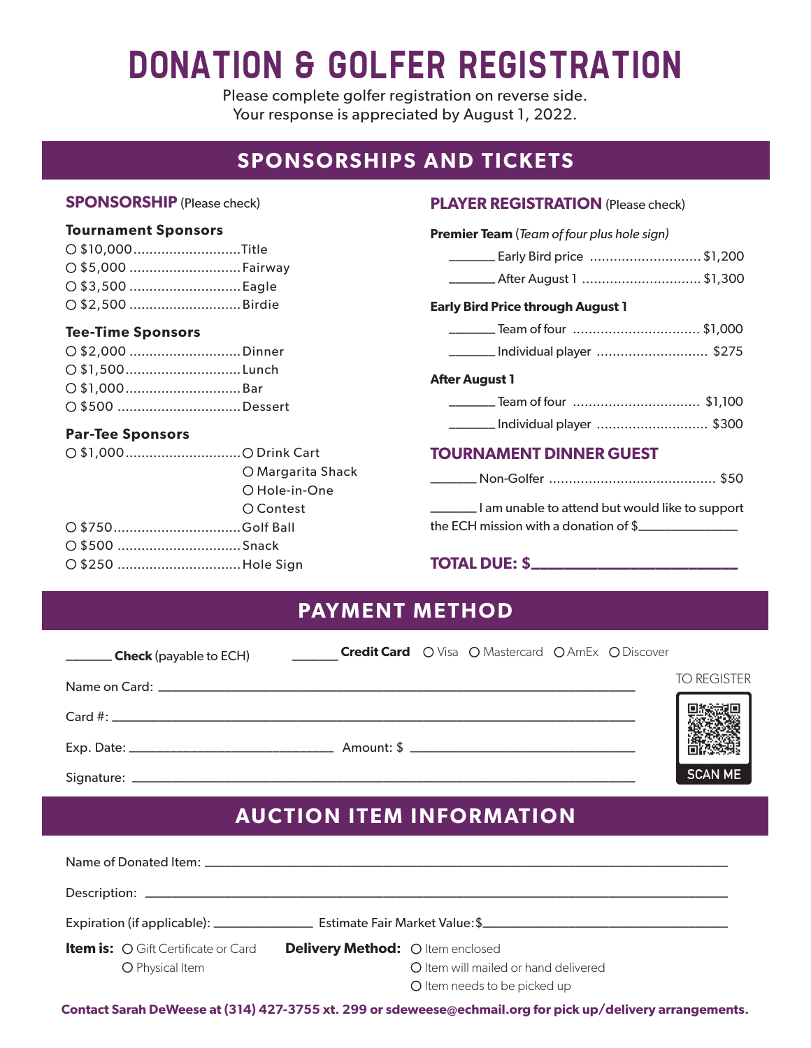# DONATION & GOLFER REGISTRATION

Please complete golfer registration on reverse side.
Your response is appreciated by August 1, 2022.

## SPONSORSHIPS AND TICKETS

### SPONSORSHIP (Please check)

**Tournament Sponsors**

- ○ $10,000 .......................... Title
- ○ $5,000 .......................... Fairway
- ○ $3,500 .......................... Eagle
- ○ $2,500 .......................... Birdie

**Tee-Time Sponsors**

- ○ $2,000 .......................... Dinner
- ○ $1,500 .......................... Lunch
- ○ $1,000 .......................... Bar
- ○ $500 .......................... Dessert

**Par-Tee Sponsors**

- ○ $1,000 .......................... ○ Drink Cart
  - ○ Margarita Shack
  - ○ Hole-in-One
  - ○ Contest
- ○ $750 .......................... Golf Ball
- ○ $500 .......................... Snack
- ○ $250 .......................... Hole Sign

### PLAYER REGISTRATION (Please check)

**Premier Team** (*Team of four plus hole sign)*

- _______ Early Bird price .......................... $1,200
- _______ After August 1 .......................... $1,300

**Early Bird Price through August 1**

- _______ Team of four .......................... $1,000
- _______ Individual player .......................... $275

**After August 1**

- _______ Team of four .......................... $1,100
- _______ Individual player .......................... $300

### TOURNAMENT DINNER GUEST

_______ Non-Golfer .......................... $50

_______ I am unable to attend but would like to support the ECH mission with a donation of $______________

**TOTAL DUE: $________________________**

## PAYMENT METHOD

_______ **Check** (payable to ECH)     _______ **Credit Card** ○ Visa ○ Mastercard ○ AmEx ○ Discover

Name on Card: ______________________________________________

Card #: ______________________________________________

Exp. Date: ______________________ Amount: $ ______________________

Signature: ______________________________________________

TO REGISTER

SCAN ME

## AUCTION ITEM INFORMATION

Name of Donated Item: ______________________________________________

Description: ______________________________________________

Expiration (if applicable): ______________ Estimate Fair Market Value: $______________________

**Item is:** ○ Gift Certificate or Card
○ Physical Item

**Delivery Method:** ○ Item enclosed
○ Item will mailed or hand delivered
○ Item needs to be picked up

**Contact Sarah DeWeese at (314) 427-3755 xt. 299 or sdeweese@echmail.org for pick up/delivery arrangements.**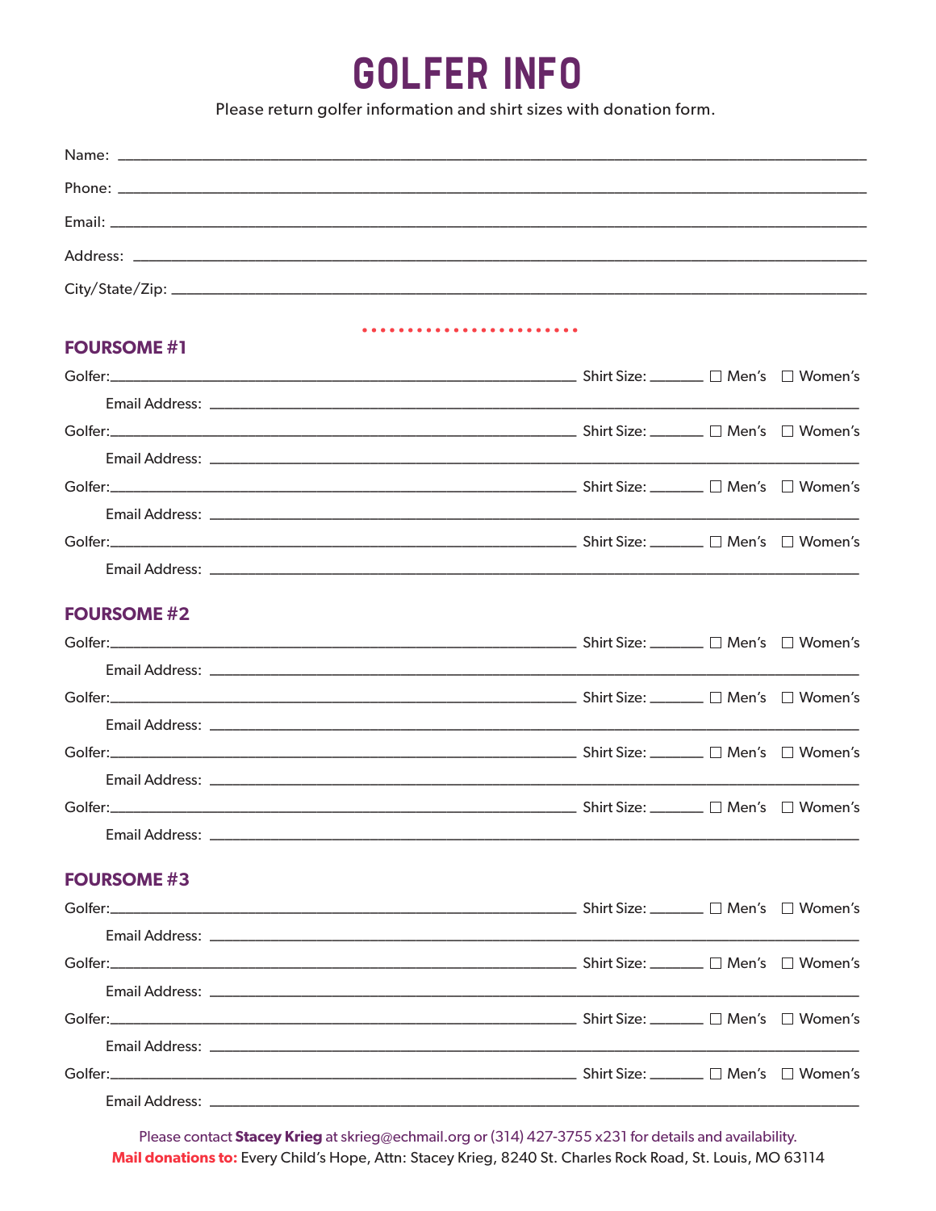# GOLFER INFO

Please return golfer information and shirt sizes with donation form.

Name: ______________________________________________

Phone: ______________________________________________

Email: ______________________________________________

Address: ______________________________________________

City/State/Zip: ______________________________________________

## FOURSOME #1

Golfer: ______________________________ Shirt Size: ______ ☐ Men's ☐ Women's

Email Address: ______________________________________________

Golfer: ______________________________ Shirt Size: ______ ☐ Men's ☐ Women's

Email Address: ______________________________________________

Golfer: ______________________________ Shirt Size: ______ ☐ Men's ☐ Women's

Email Address: ______________________________________________

Golfer: ______________________________ Shirt Size: ______ ☐ Men's ☐ Women's

Email Address: ______________________________________________

## FOURSOME #2

Golfer: ______________________________ Shirt Size: ______ ☐ Men's ☐ Women's

Email Address: ______________________________________________

Golfer: ______________________________ Shirt Size: ______ ☐ Men's ☐ Women's

Email Address: ______________________________________________

Golfer: ______________________________ Shirt Size: ______ ☐ Men's ☐ Women's

Email Address: ______________________________________________

Golfer: ______________________________ Shirt Size: ______ ☐ Men's ☐ Women's

Email Address: ______________________________________________

## FOURSOME #3

Golfer: ______________________________ Shirt Size: ______ ☐ Men's ☐ Women's

Email Address: ______________________________________________

Golfer: ______________________________ Shirt Size: ______ ☐ Men's ☐ Women's

Email Address: ______________________________________________

Golfer: ______________________________ Shirt Size: ______ ☐ Men's ☐ Women's

Email Address: ______________________________________________

Golfer: ______________________________ Shirt Size: ______ ☐ Men's ☐ Women's

Email Address: ______________________________________________

Please contact **Stacey Krieg** at skrieg@echmail.org or (314) 427-3755 x231 for details and availability.

**Mail donations to:** Every Child's Hope, Attn: Stacey Krieg, 8240 St. Charles Rock Road, St. Louis, MO 63114